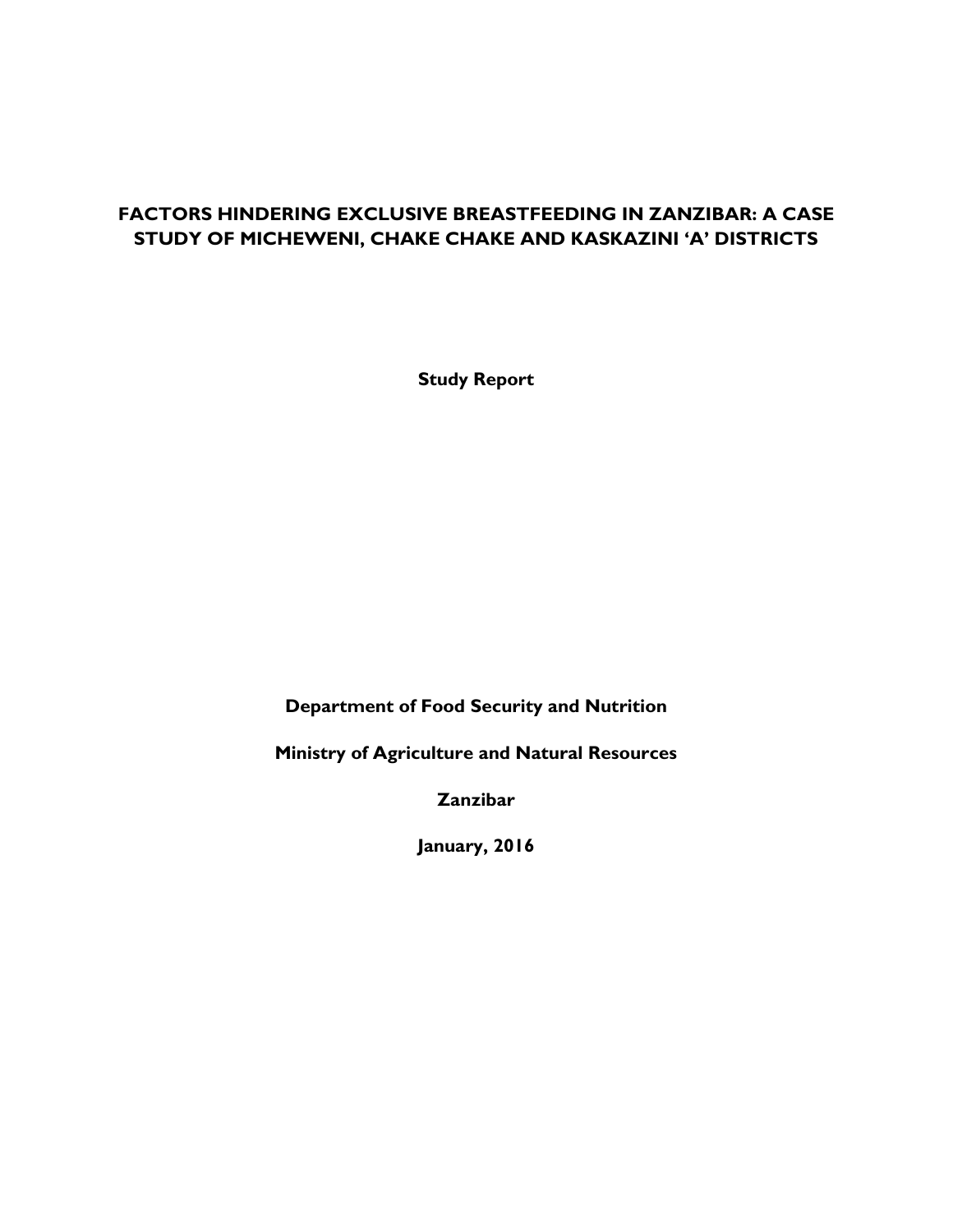# FACTORS HINDERING EXCLUSIVE BREASTFEEDING IN ZANZIBAR: A CASE STUDY OF MICHEWENI, CHAKE CHAKE AND KASKAZINI 'A' DISTRICTS

**Study Report**

**Department of Food Security and Nutrition**

**Ministry of Agriculture and Natural Resources**

**Zanzibar**

**January, 2016**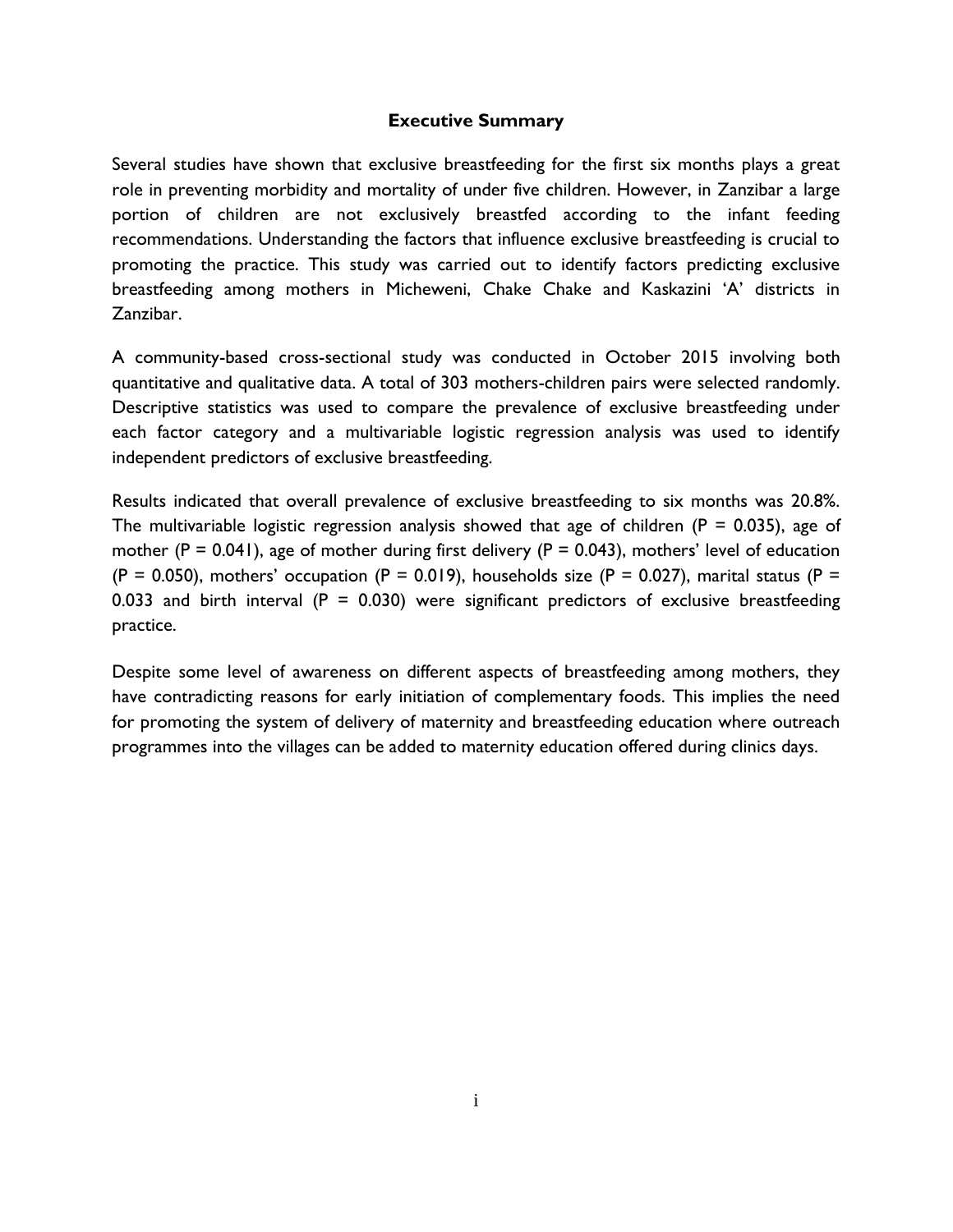## Executive Summary

Several studies have shown that exclusive breastfeeding for the first six months plays a great role in preventing morbidity and mortality of under five children. However, in Zanzibar a large portion of children are not exclusively breastfed according to the infant feeding recommendations. Understanding the factors that influence exclusive breastfeeding is crucial to promoting the practice. This study was carried out to identify factors predicting exclusive breastfeeding among mothers in Micheweni, Chake Chake and Kaskazini 'A' districts in Zanzibar.

A community-based cross-sectional study was conducted in October 2015 involving both quantitative and qualitative data. A total of 303 mothers-children pairs were selected randomly. Descriptive statistics was used to compare the prevalence of exclusive breastfeeding under each factor category and a multivariable logistic regression analysis was used to identify independent predictors of exclusive breastfeeding.

Results indicated that overall prevalence of exclusive breastfeeding to six months was 20.8%. The multivariable logistic regression analysis showed that age of children ($P = 0.035$), age of mother ($P = 0.041$), age of mother during first delivery ($P = 0.043$), mothers' level of education ($P = 0.050$), mothers' occupation ($P = 0.019$), households size ($P = 0.027$), marital status ($P = 0.033$ and birth interval ($P = 0.030$) were significant predictors of exclusive breastfeeding practice.

Despite some level of awareness on different aspects of breastfeeding among mothers, they have contradicting reasons for early initiation of complementary foods. This implies the need for promoting the system of delivery of maternity and breastfeeding education where outreach programmes into the villages can be added to maternity education offered during clinics days.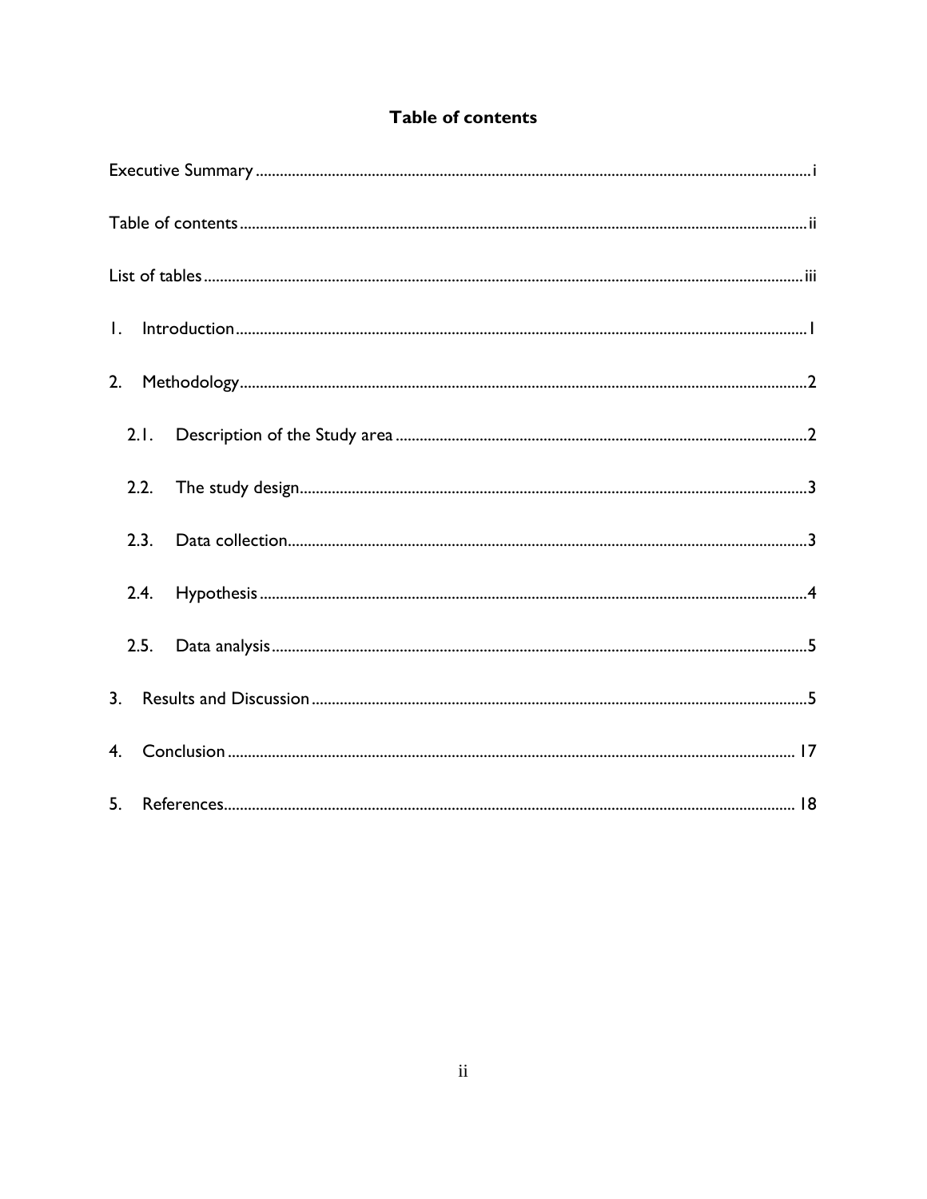# Table of contents

Executive Summary ........................................................................................................................ i

Table of contents ........................................................................................................................... ii

List of tables ................................................................................................................................. iii

1. Introduction ............................................................................................................................ 1

2. Methodology ........................................................................................................................... 2

   2.1. Description of the Study area ..................................................................................... 2

   2.2. The study design ........................................................................................................... 3

   2.3. Data collection ............................................................................................................... 3

   2.4. Hypothesis ..................................................................................................................... 4

   2.5. Data analysis .................................................................................................................. 5

3. Results and Discussion .......................................................................................................... 5

4. Conclusion ............................................................................................................................ 17

5. References ............................................................................................................................ 18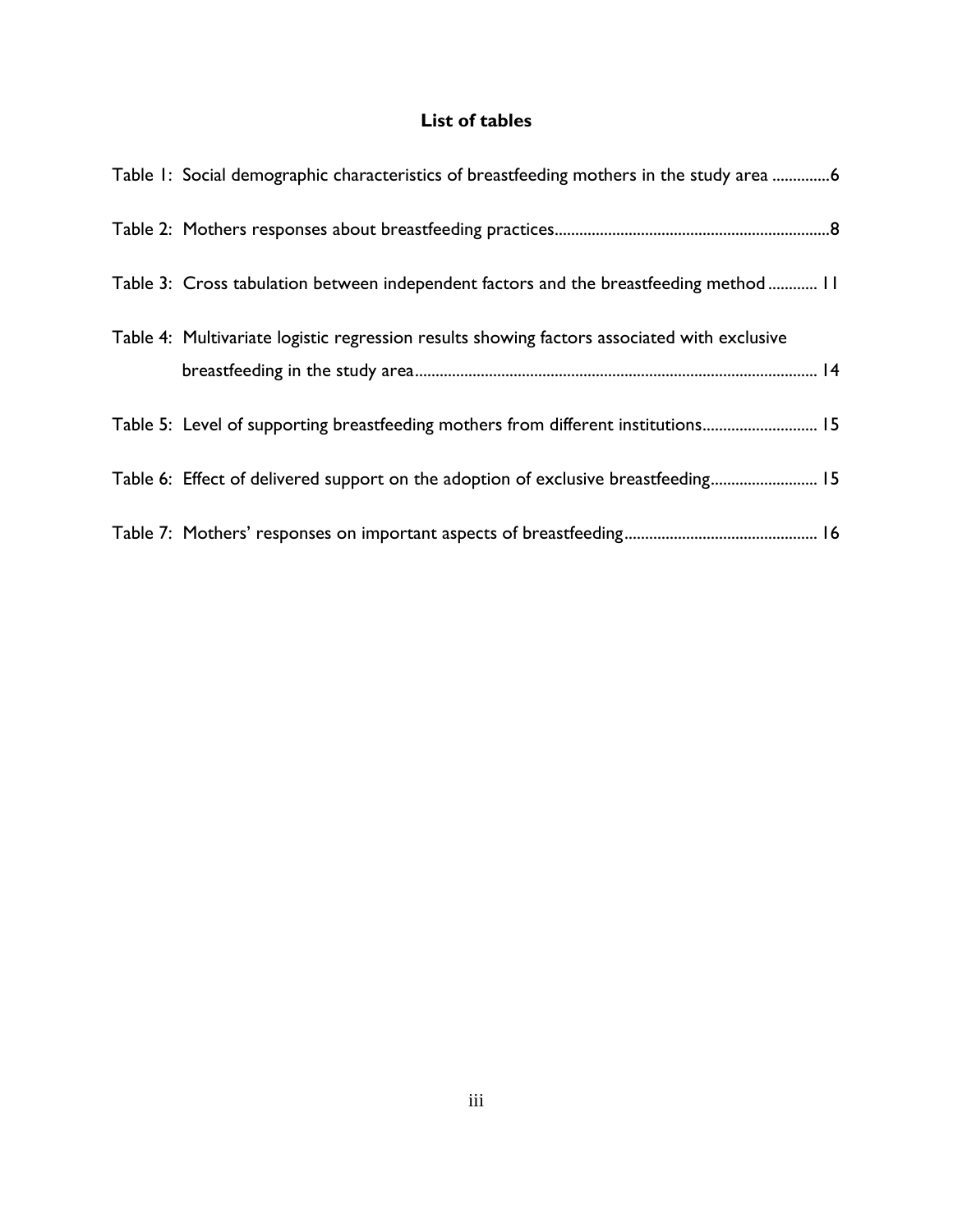## List of tables

Table 1: Social demographic characteristics of breastfeeding mothers in the study area ..............6

Table 2: Mothers responses about breastfeeding practices..................................................................8

Table 3: Cross tabulation between independent factors and the breastfeeding method ............ 11

Table 4: Multivariate logistic regression results showing factors associated with exclusive breastfeeding in the study area.................................................................................................. 14

Table 5: Level of supporting breastfeeding mothers from different institutions............................ 15

Table 6: Effect of delivered support on the adoption of exclusive breastfeeding.......................... 15

Table 7: Mothers' responses on important aspects of breastfeeding............................................... 16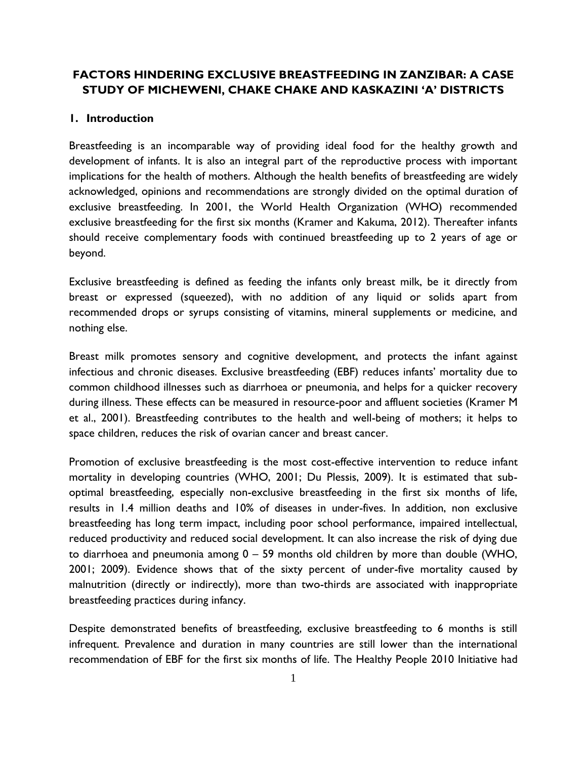# FACTORS HINDERING EXCLUSIVE BREASTFEEDING IN ZANZIBAR: A CASE STUDY OF MICHEWENI, CHAKE CHAKE AND KASKAZINI 'A' DISTRICTS

## 1. Introduction

Breastfeeding is an incomparable way of providing ideal food for the healthy growth and development of infants. It is also an integral part of the reproductive process with important implications for the health of mothers. Although the health benefits of breastfeeding are widely acknowledged, opinions and recommendations are strongly divided on the optimal duration of exclusive breastfeeding. In 2001, the World Health Organization (WHO) recommended exclusive breastfeeding for the first six months (Kramer and Kakuma, 2012). Thereafter infants should receive complementary foods with continued breastfeeding up to 2 years of age or beyond.

Exclusive breastfeeding is defined as feeding the infants only breast milk, be it directly from breast or expressed (squeezed), with no addition of any liquid or solids apart from recommended drops or syrups consisting of vitamins, mineral supplements or medicine, and nothing else.

Breast milk promotes sensory and cognitive development, and protects the infant against infectious and chronic diseases. Exclusive breastfeeding (EBF) reduces infants' mortality due to common childhood illnesses such as diarrhoea or pneumonia, and helps for a quicker recovery during illness. These effects can be measured in resource-poor and affluent societies (Kramer M et al., 2001). Breastfeeding contributes to the health and well-being of mothers; it helps to space children, reduces the risk of ovarian cancer and breast cancer.

Promotion of exclusive breastfeeding is the most cost-effective intervention to reduce infant mortality in developing countries (WHO, 2001; Du Plessis, 2009). It is estimated that sub-optimal breastfeeding, especially non-exclusive breastfeeding in the first six months of life, results in 1.4 million deaths and 10% of diseases in under-fives. In addition, non exclusive breastfeeding has long term impact, including poor school performance, impaired intellectual, reduced productivity and reduced social development. It can also increase the risk of dying due to diarrhoea and pneumonia among 0 – 59 months old children by more than double (WHO, 2001; 2009). Evidence shows that of the sixty percent of under-five mortality caused by malnutrition (directly or indirectly), more than two-thirds are associated with inappropriate breastfeeding practices during infancy.

Despite demonstrated benefits of breastfeeding, exclusive breastfeeding to 6 months is still infrequent. Prevalence and duration in many countries are still lower than the international recommendation of EBF for the first six months of life. The Healthy People 2010 Initiative had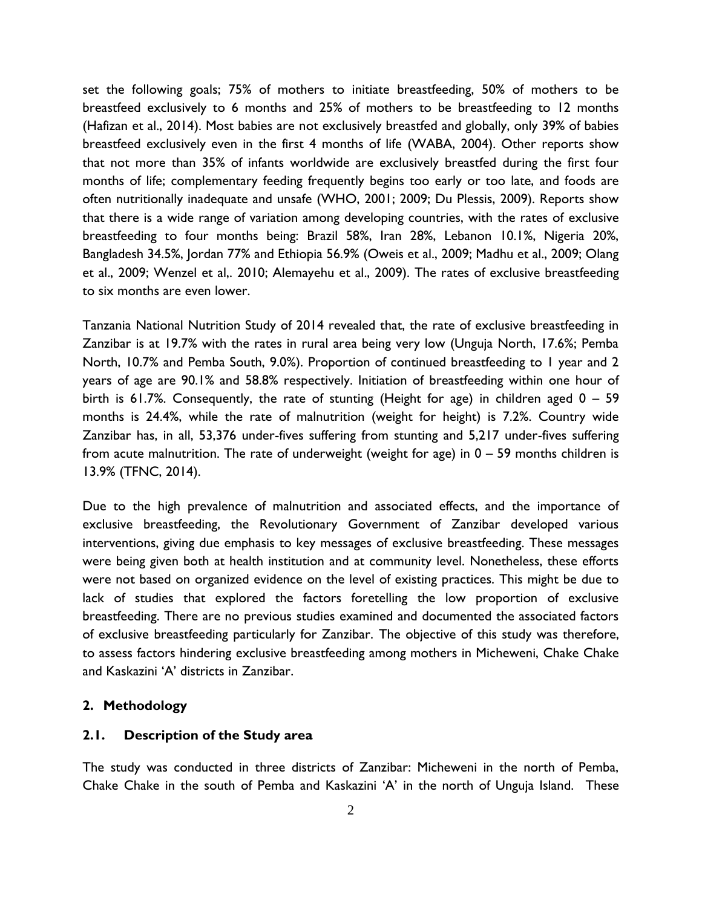set the following goals; 75% of mothers to initiate breastfeeding, 50% of mothers to be breastfeed exclusively to 6 months and 25% of mothers to be breastfeeding to 12 months (Hafizan et al., 2014). Most babies are not exclusively breastfed and globally, only 39% of babies breastfeed exclusively even in the first 4 months of life (WABA, 2004). Other reports show that not more than 35% of infants worldwide are exclusively breastfed during the first four months of life; complementary feeding frequently begins too early or too late, and foods are often nutritionally inadequate and unsafe (WHO, 2001; 2009; Du Plessis, 2009). Reports show that there is a wide range of variation among developing countries, with the rates of exclusive breastfeeding to four months being: Brazil 58%, Iran 28%, Lebanon 10.1%, Nigeria 20%, Bangladesh 34.5%, Jordan 77% and Ethiopia 56.9% (Oweis et al., 2009; Madhu et al., 2009; Olang et al., 2009; Wenzel et al,. 2010; Alemayehu et al., 2009). The rates of exclusive breastfeeding to six months are even lower.

Tanzania National Nutrition Study of 2014 revealed that, the rate of exclusive breastfeeding in Zanzibar is at 19.7% with the rates in rural area being very low (Unguja North, 17.6%; Pemba North, 10.7% and Pemba South, 9.0%). Proportion of continued breastfeeding to 1 year and 2 years of age are 90.1% and 58.8% respectively. Initiation of breastfeeding within one hour of birth is 61.7%. Consequently, the rate of stunting (Height for age) in children aged 0 – 59 months is 24.4%, while the rate of malnutrition (weight for height) is 7.2%. Country wide Zanzibar has, in all, 53,376 under-fives suffering from stunting and 5,217 under-fives suffering from acute malnutrition. The rate of underweight (weight for age) in 0 – 59 months children is 13.9% (TFNC, 2014).

Due to the high prevalence of malnutrition and associated effects, and the importance of exclusive breastfeeding, the Revolutionary Government of Zanzibar developed various interventions, giving due emphasis to key messages of exclusive breastfeeding. These messages were being given both at health institution and at community level. Nonetheless, these efforts were not based on organized evidence on the level of existing practices. This might be due to lack of studies that explored the factors foretelling the low proportion of exclusive breastfeeding. There are no previous studies examined and documented the associated factors of exclusive breastfeeding particularly for Zanzibar. The objective of this study was therefore, to assess factors hindering exclusive breastfeeding among mothers in Micheweni, Chake Chake and Kaskazini 'A' districts in Zanzibar.

## 2. Methodology

### 2.1. Description of the Study area

The study was conducted in three districts of Zanzibar: Micheweni in the north of Pemba, Chake Chake in the south of Pemba and Kaskazini 'A' in the north of Unguja Island. These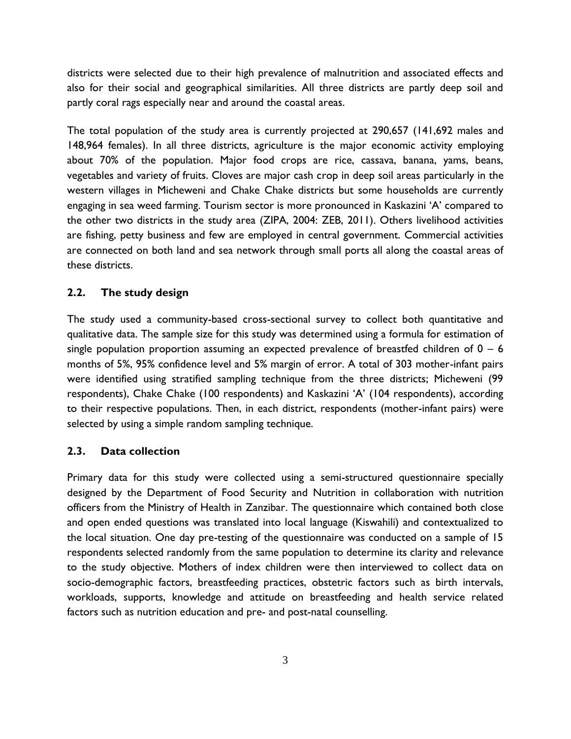districts were selected due to their high prevalence of malnutrition and associated effects and also for their social and geographical similarities. All three districts are partly deep soil and partly coral rags especially near and around the coastal areas.

The total population of the study area is currently projected at 290,657 (141,692 males and 148,964 females). In all three districts, agriculture is the major economic activity employing about 70% of the population. Major food crops are rice, cassava, banana, yams, beans, vegetables and variety of fruits. Cloves are major cash crop in deep soil areas particularly in the western villages in Micheweni and Chake Chake districts but some households are currently engaging in sea weed farming. Tourism sector is more pronounced in Kaskazini 'A' compared to the other two districts in the study area (ZIPA, 2004: ZEB, 2011). Others livelihood activities are fishing, petty business and few are employed in central government. Commercial activities are connected on both land and sea network through small ports all along the coastal areas of these districts.

## 2.2. The study design

The study used a community-based cross-sectional survey to collect both quantitative and qualitative data. The sample size for this study was determined using a formula for estimation of single population proportion assuming an expected prevalence of breastfed children of 0 – 6 months of 5%, 95% confidence level and 5% margin of error. A total of 303 mother-infant pairs were identified using stratified sampling technique from the three districts; Micheweni (99 respondents), Chake Chake (100 respondents) and Kaskazini 'A' (104 respondents), according to their respective populations. Then, in each district, respondents (mother-infant pairs) were selected by using a simple random sampling technique.

## 2.3. Data collection

Primary data for this study were collected using a semi-structured questionnaire specially designed by the Department of Food Security and Nutrition in collaboration with nutrition officers from the Ministry of Health in Zanzibar. The questionnaire which contained both close and open ended questions was translated into local language (Kiswahili) and contextualized to the local situation. One day pre-testing of the questionnaire was conducted on a sample of 15 respondents selected randomly from the same population to determine its clarity and relevance to the study objective. Mothers of index children were then interviewed to collect data on socio-demographic factors, breastfeeding practices, obstetric factors such as birth intervals, workloads, supports, knowledge and attitude on breastfeeding and health service related factors such as nutrition education and pre- and post-natal counselling.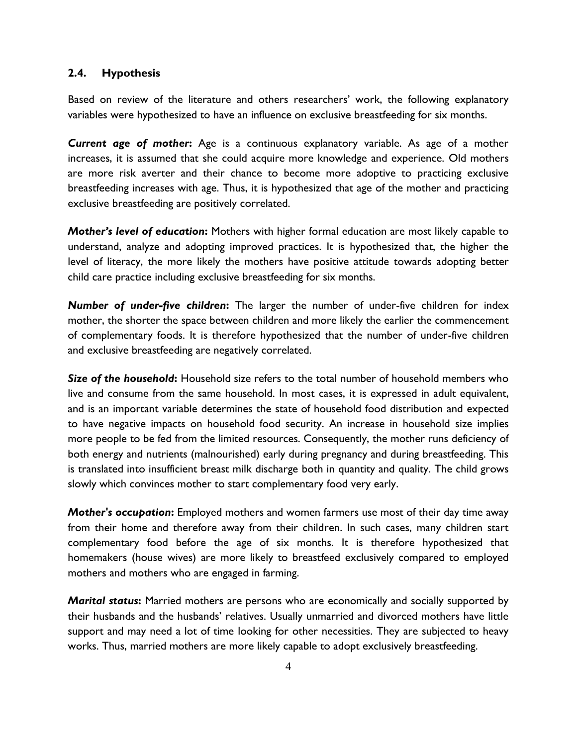### 2.4. Hypothesis

Based on review of the literature and others researchers' work, the following explanatory variables were hypothesized to have an influence on exclusive breastfeeding for six months.

***Current age of mother*****:** Age is a continuous explanatory variable. As age of a mother increases, it is assumed that she could acquire more knowledge and experience. Old mothers are more risk averter and their chance to become more adoptive to practicing exclusive breastfeeding increases with age. Thus, it is hypothesized that age of the mother and practicing exclusive breastfeeding are positively correlated.

***Mother's level of education*****:** Mothers with higher formal education are most likely capable to understand, analyze and adopting improved practices. It is hypothesized that, the higher the level of literacy, the more likely the mothers have positive attitude towards adopting better child care practice including exclusive breastfeeding for six months.

***Number of under-five children*****:** The larger the number of under-five children for index mother, the shorter the space between children and more likely the earlier the commencement of complementary foods. It is therefore hypothesized that the number of under-five children and exclusive breastfeeding are negatively correlated.

***Size of the household*****:** Household size refers to the total number of household members who live and consume from the same household. In most cases, it is expressed in adult equivalent, and is an important variable determines the state of household food distribution and expected to have negative impacts on household food security. An increase in household size implies more people to be fed from the limited resources. Consequently, the mother runs deficiency of both energy and nutrients (malnourished) early during pregnancy and during breastfeeding. This is translated into insufficient breast milk discharge both in quantity and quality. The child grows slowly which convinces mother to start complementary food very early.

***Mother's occupation*****:** Employed mothers and women farmers use most of their day time away from their home and therefore away from their children. In such cases, many children start complementary food before the age of six months. It is therefore hypothesized that homemakers (house wives) are more likely to breastfeed exclusively compared to employed mothers and mothers who are engaged in farming.

***Marital status*****:** Married mothers are persons who are economically and socially supported by their husbands and the husbands' relatives. Usually unmarried and divorced mothers have little support and may need a lot of time looking for other necessities. They are subjected to heavy works. Thus, married mothers are more likely capable to adopt exclusively breastfeeding.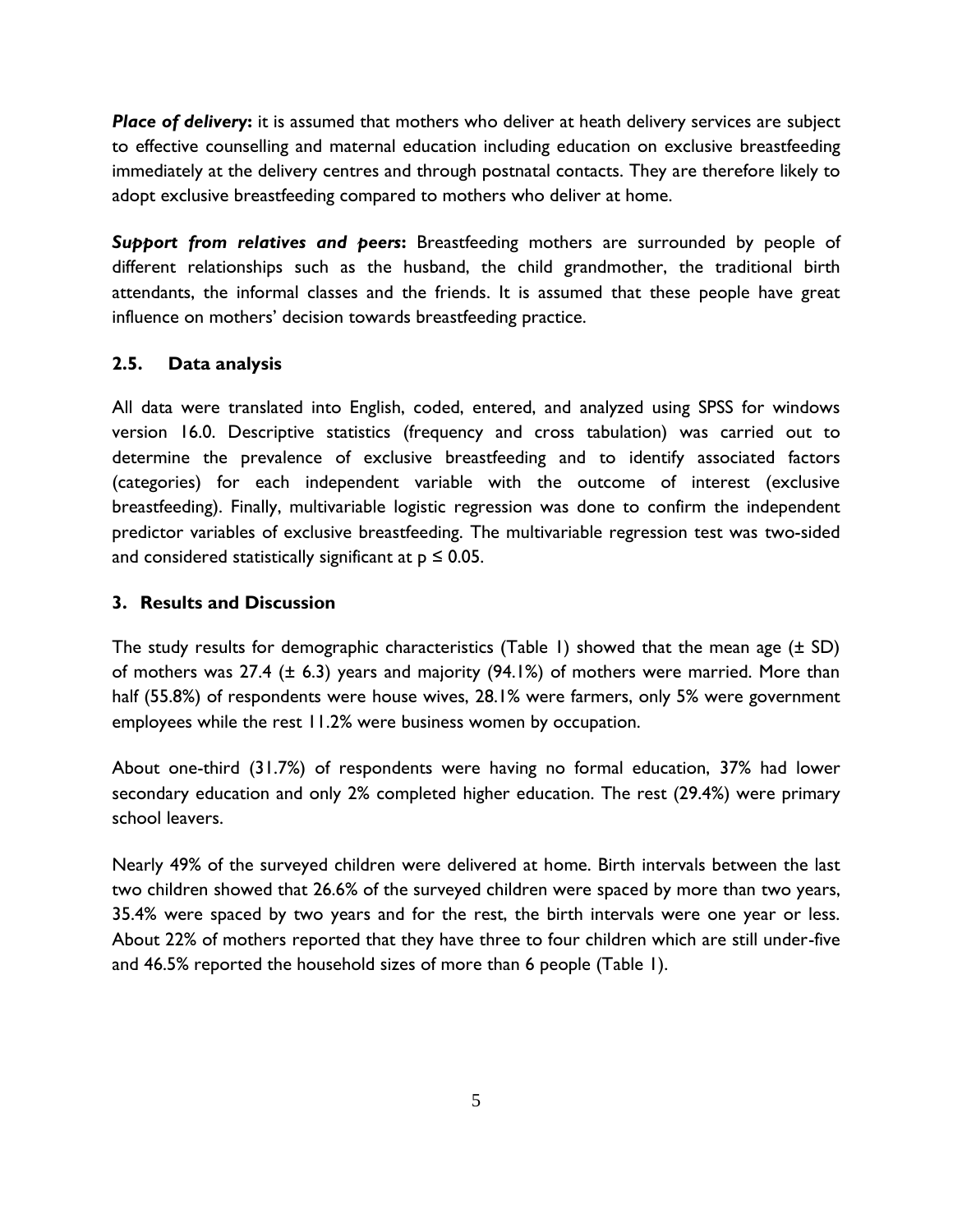***Place of delivery*****:** it is assumed that mothers who deliver at heath delivery services are subject to effective counselling and maternal education including education on exclusive breastfeeding immediately at the delivery centres and through postnatal contacts. They are therefore likely to adopt exclusive breastfeeding compared to mothers who deliver at home.

***Support from relatives and peers*****:** Breastfeeding mothers are surrounded by people of different relationships such as the husband, the child grandmother, the traditional birth attendants, the informal classes and the friends. It is assumed that these people have great influence on mothers' decision towards breastfeeding practice.

### 2.5. Data analysis

All data were translated into English, coded, entered, and analyzed using SPSS for windows version 16.0. Descriptive statistics (frequency and cross tabulation) was carried out to determine the prevalence of exclusive breastfeeding and to identify associated factors (categories) for each independent variable with the outcome of interest (exclusive breastfeeding). Finally, multivariable logistic regression was done to confirm the independent predictor variables of exclusive breastfeeding. The multivariable regression test was two-sided and considered statistically significant at $p \leq 0.05$.

## 3. Results and Discussion

The study results for demographic characteristics (Table 1) showed that the mean age (± SD) of mothers was 27.4 (± 6.3) years and majority (94.1%) of mothers were married. More than half (55.8%) of respondents were house wives, 28.1% were farmers, only 5% were government employees while the rest 11.2% were business women by occupation.

About one-third (31.7%) of respondents were having no formal education, 37% had lower secondary education and only 2% completed higher education. The rest (29.4%) were primary school leavers.

Nearly 49% of the surveyed children were delivered at home. Birth intervals between the last two children showed that 26.6% of the surveyed children were spaced by more than two years, 35.4% were spaced by two years and for the rest, the birth intervals were one year or less. About 22% of mothers reported that they have three to four children which are still under-five and 46.5% reported the household sizes of more than 6 people (Table 1).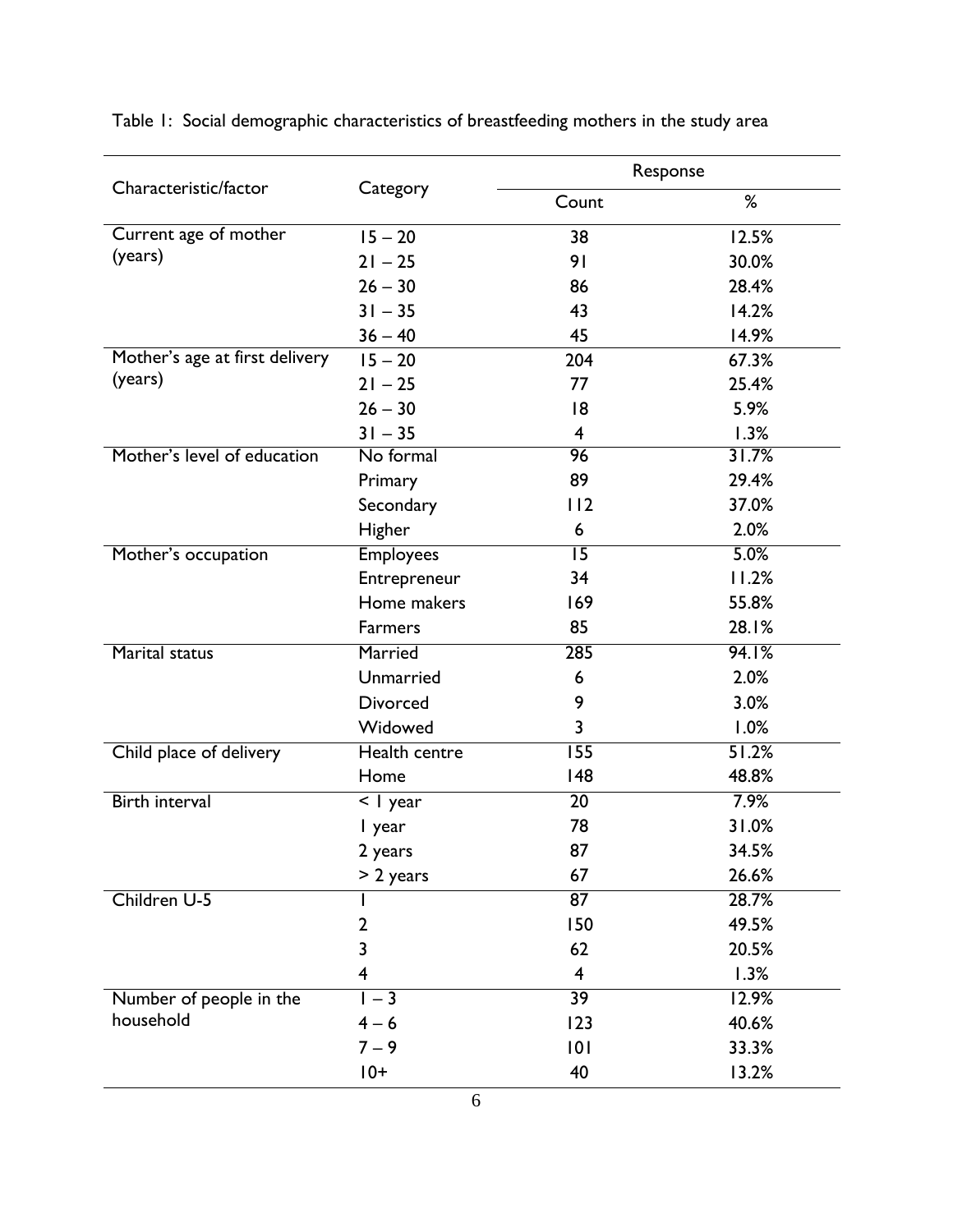Table 1: Social demographic characteristics of breastfeeding mothers in the study area

| Characteristic/factor | Category | Response | |
|---|---|---|---|
| | | Count | % |
| Current age of mother (years) | 15 – 20 | 38 | 12.5% |
| | 21 – 25 | 91 | 30.0% |
| | 26 – 30 | 86 | 28.4% |
| | 31 – 35 | 43 | 14.2% |
| | 36 – 40 | 45 | 14.9% |
| Mother's age at first delivery (years) | 15 – 20 | 204 | 67.3% |
| | 21 – 25 | 77 | 25.4% |
| | 26 – 30 | 18 | 5.9% |
| | 31 – 35 | 4 | 1.3% |
| Mother's level of education | No formal | 96 | 31.7% |
| | Primary | 89 | 29.4% |
| | Secondary | 112 | 37.0% |
| | Higher | 6 | 2.0% |
| Mother's occupation | Employees | 15 | 5.0% |
| | Entrepreneur | 34 | 11.2% |
| | Home makers | 169 | 55.8% |
| | Farmers | 85 | 28.1% |
| Marital status | Married | 285 | 94.1% |
| | Unmarried | 6 | 2.0% |
| | Divorced | 9 | 3.0% |
| | Widowed | 3 | 1.0% |
| Child place of delivery | Health centre | 155 | 51.2% |
| | Home | 148 | 48.8% |
| Birth interval | < 1 year | 20 | 7.9% |
| | 1 year | 78 | 31.0% |
| | 2 years | 87 | 34.5% |
| | > 2 years | 67 | 26.6% |
| Children U-5 | 1 | 87 | 28.7% |
| | 2 | 150 | 49.5% |
| | 3 | 62 | 20.5% |
| | 4 | 4 | 1.3% |
| Number of people in the household | 1 – 3 | 39 | 12.9% |
| | 4 – 6 | 123 | 40.6% |
| | 7 – 9 | 101 | 33.3% |
| | 10+ | 40 | 13.2% |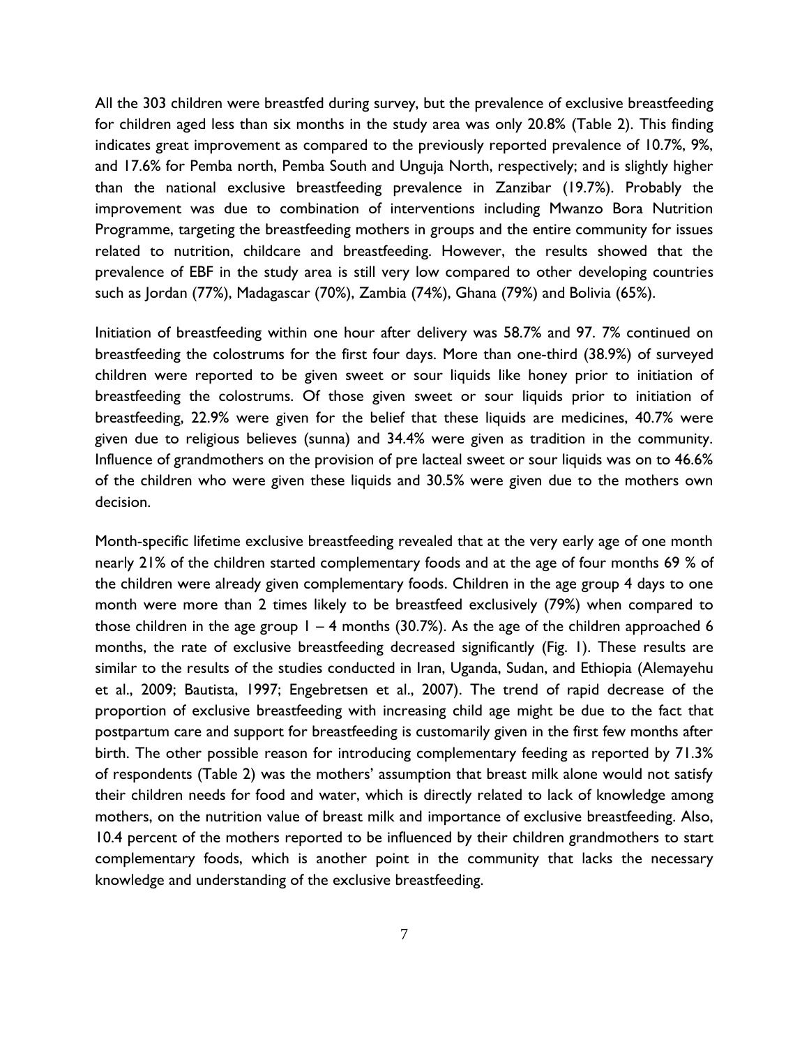All the 303 children were breastfed during survey, but the prevalence of exclusive breastfeeding for children aged less than six months in the study area was only 20.8% (Table 2). This finding indicates great improvement as compared to the previously reported prevalence of 10.7%, 9%, and 17.6% for Pemba north, Pemba South and Unguja North, respectively; and is slightly higher than the national exclusive breastfeeding prevalence in Zanzibar (19.7%). Probably the improvement was due to combination of interventions including Mwanzo Bora Nutrition Programme, targeting the breastfeeding mothers in groups and the entire community for issues related to nutrition, childcare and breastfeeding. However, the results showed that the prevalence of EBF in the study area is still very low compared to other developing countries such as Jordan (77%), Madagascar (70%), Zambia (74%), Ghana (79%) and Bolivia (65%).

Initiation of breastfeeding within one hour after delivery was 58.7% and 97. 7% continued on breastfeeding the colostrums for the first four days. More than one-third (38.9%) of surveyed children were reported to be given sweet or sour liquids like honey prior to initiation of breastfeeding the colostrums. Of those given sweet or sour liquids prior to initiation of breastfeeding, 22.9% were given for the belief that these liquids are medicines, 40.7% were given due to religious believes (sunna) and 34.4% were given as tradition in the community. Influence of grandmothers on the provision of pre lacteal sweet or sour liquids was on to 46.6% of the children who were given these liquids and 30.5% were given due to the mothers own decision.

Month-specific lifetime exclusive breastfeeding revealed that at the very early age of one month nearly 21% of the children started complementary foods and at the age of four months 69 % of the children were already given complementary foods. Children in the age group 4 days to one month were more than 2 times likely to be breastfeed exclusively (79%) when compared to those children in the age group 1 – 4 months (30.7%). As the age of the children approached 6 months, the rate of exclusive breastfeeding decreased significantly (Fig. 1). These results are similar to the results of the studies conducted in Iran, Uganda, Sudan, and Ethiopia (Alemayehu et al., 2009; Bautista, 1997; Engebretsen et al., 2007). The trend of rapid decrease of the proportion of exclusive breastfeeding with increasing child age might be due to the fact that postpartum care and support for breastfeeding is customarily given in the first few months after birth. The other possible reason for introducing complementary feeding as reported by 71.3% of respondents (Table 2) was the mothers' assumption that breast milk alone would not satisfy their children needs for food and water, which is directly related to lack of knowledge among mothers, on the nutrition value of breast milk and importance of exclusive breastfeeding. Also, 10.4 percent of the mothers reported to be influenced by their children grandmothers to start complementary foods, which is another point in the community that lacks the necessary knowledge and understanding of the exclusive breastfeeding.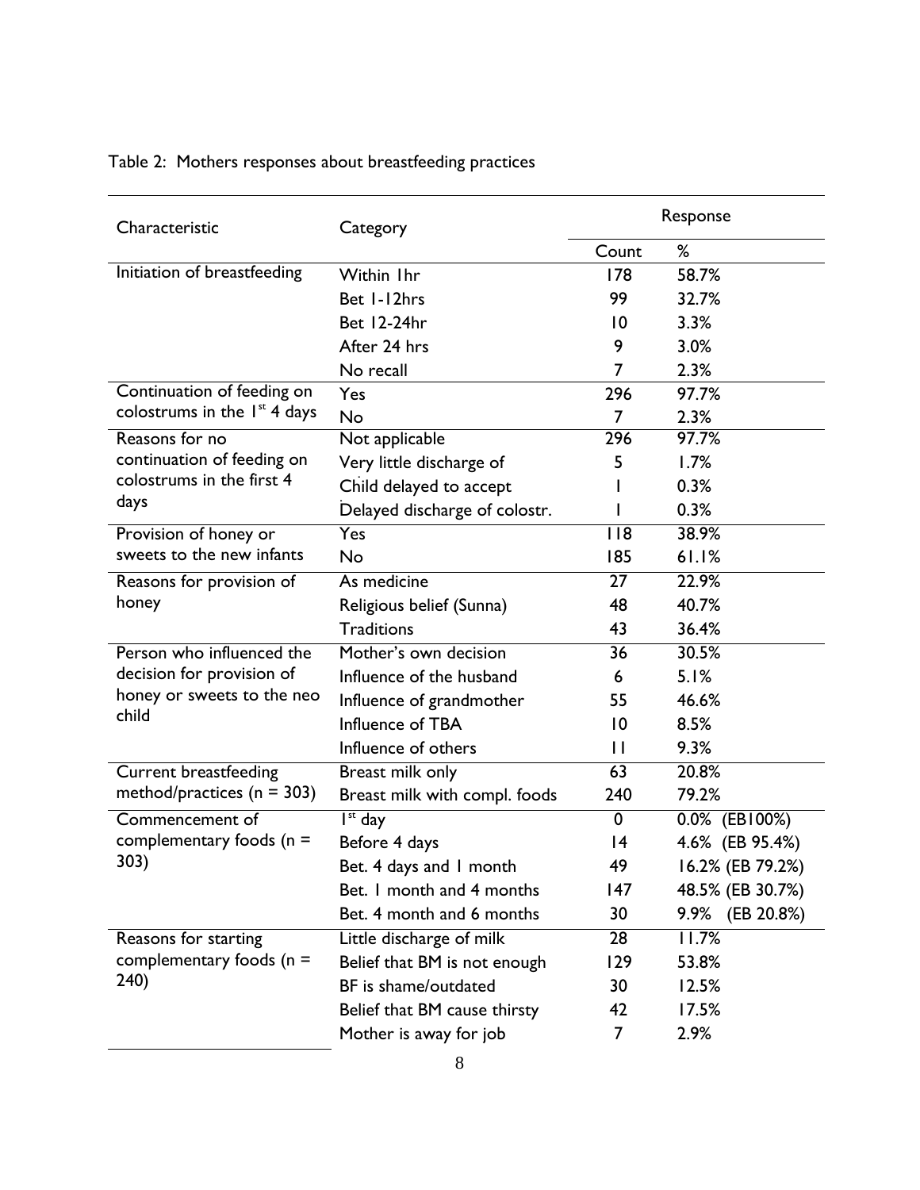Table 2: Mothers responses about breastfeeding practices

| Characteristic | Category | Response | |
|---|---|---|---|
| | | Count | % |
| Initiation of breastfeeding | Within 1hr | 178 | 58.7% |
| | Bet 1-12hrs | 99 | 32.7% |
| | Bet 12-24hr | 10 | 3.3% |
| | After 24 hrs | 9 | 3.0% |
| | No recall | 7 | 2.3% |
| Continuation of feeding on colostrums in the 1st 4 days | Yes | 296 | 97.7% |
| | No | 7 | 2.3% |
| Reasons for no continuation of feeding on colostrums in the first 4 days | Not applicable | 296 | 97.7% |
| | Very little discharge of | 5 | 1.7% |
| | Child delayed to accept | 1 | 0.3% |
| | Delayed discharge of colostr. | 1 | 0.3% |
| Provision of honey or sweets to the new infants | Yes | 118 | 38.9% |
| | No | 185 | 61.1% |
| Reasons for provision of honey | As medicine | 27 | 22.9% |
| | Religious belief (Sunna) | 48 | 40.7% |
| | Traditions | 43 | 36.4% |
| Person who influenced the decision for provision of honey or sweets to the neo child | Mother's own decision | 36 | 30.5% |
| | Influence of the husband | 6 | 5.1% |
| | Influence of grandmother | 55 | 46.6% |
| | Influence of TBA | 10 | 8.5% |
| | Influence of others | 11 | 9.3% |
| Current breastfeeding method/practices (n = 303) | Breast milk only | 63 | 20.8% |
| | Breast milk with compl. foods | 240 | 79.2% |
| Commencement of complementary foods (n = 303) | 1st day | 0 | 0.0% (EB100%) |
| | Before 4 days | 14 | 4.6% (EB 95.4%) |
| | Bet. 4 days and 1 month | 49 | 16.2% (EB 79.2%) |
| | Bet. 1 month and 4 months | 147 | 48.5% (EB 30.7%) |
| | Bet. 4 month and 6 months | 30 | 9.9% (EB 20.8%) |
| Reasons for starting complementary foods (n = 240) | Little discharge of milk | 28 | 11.7% |
| | Belief that BM is not enough | 129 | 53.8% |
| | BF is shame/outdated | 30 | 12.5% |
| | Belief that BM cause thirsty | 42 | 17.5% |
| | Mother is away for job | 7 | 2.9% |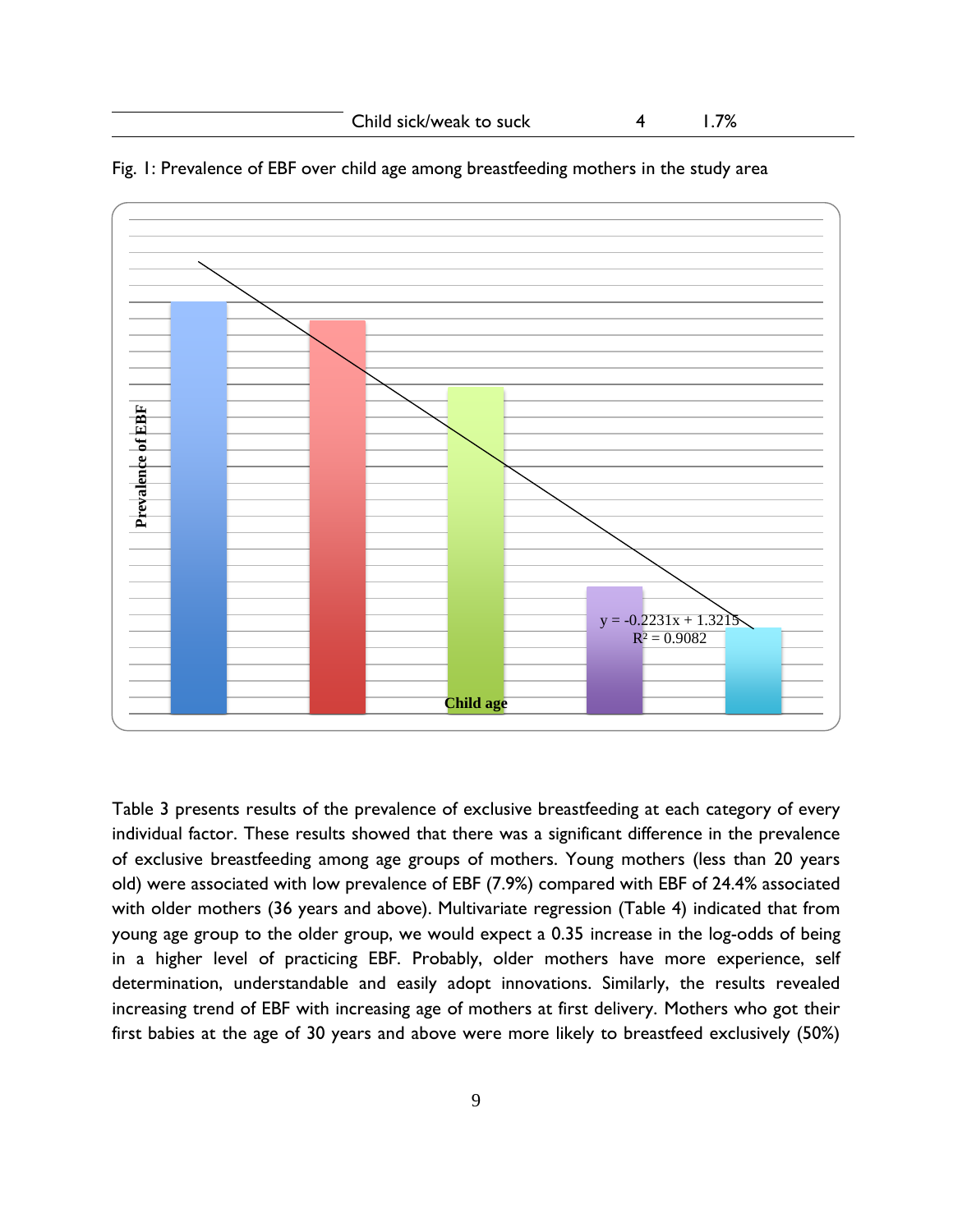| | Child sick/weak to suck | 4 | 1.7% |
|---|---|---|---|

Fig. 1: Prevalence of EBF over child age among breastfeeding mothers in the study area

Table 3 presents results of the prevalence of exclusive breastfeeding at each category of every individual factor. These results showed that there was a significant difference in the prevalence of exclusive breastfeeding among age groups of mothers. Young mothers (less than 20 years old) were associated with low prevalence of EBF (7.9%) compared with EBF of 24.4% associated with older mothers (36 years and above). Multivariate regression (Table 4) indicated that from young age group to the older group, we would expect a 0.35 increase in the log-odds of being in a higher level of practicing EBF. Probably, older mothers have more experience, self determination, understandable and easily adopt innovations. Similarly, the results revealed increasing trend of EBF with increasing age of mothers at first delivery. Mothers who got their first babies at the age of 30 years and above were more likely to breastfeed exclusively (50%)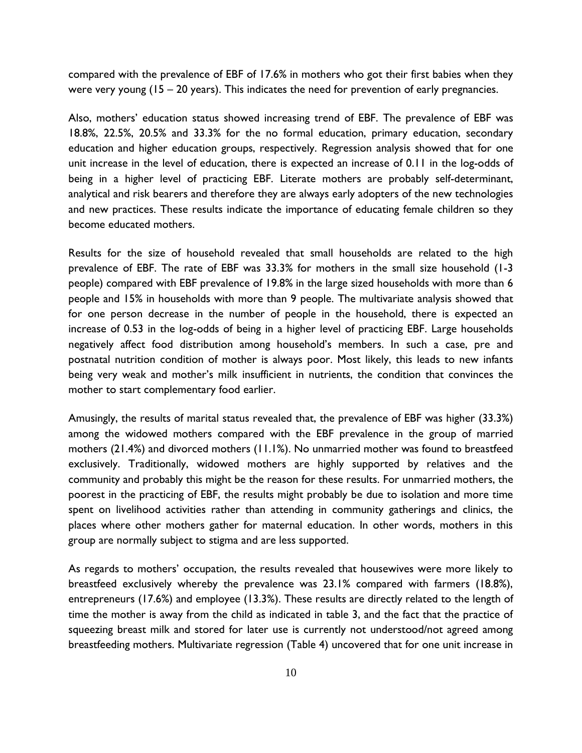compared with the prevalence of EBF of 17.6% in mothers who got their first babies when they were very young (15 – 20 years). This indicates the need for prevention of early pregnancies.

Also, mothers' education status showed increasing trend of EBF. The prevalence of EBF was 18.8%, 22.5%, 20.5% and 33.3% for the no formal education, primary education, secondary education and higher education groups, respectively. Regression analysis showed that for one unit increase in the level of education, there is expected an increase of 0.11 in the log-odds of being in a higher level of practicing EBF. Literate mothers are probably self-determinant, analytical and risk bearers and therefore they are always early adopters of the new technologies and new practices. These results indicate the importance of educating female children so they become educated mothers.

Results for the size of household revealed that small households are related to the high prevalence of EBF. The rate of EBF was 33.3% for mothers in the small size household (1-3 people) compared with EBF prevalence of 19.8% in the large sized households with more than 6 people and 15% in households with more than 9 people. The multivariate analysis showed that for one person decrease in the number of people in the household, there is expected an increase of 0.53 in the log-odds of being in a higher level of practicing EBF. Large households negatively affect food distribution among household's members. In such a case, pre and postnatal nutrition condition of mother is always poor. Most likely, this leads to new infants being very weak and mother's milk insufficient in nutrients, the condition that convinces the mother to start complementary food earlier.

Amusingly, the results of marital status revealed that, the prevalence of EBF was higher (33.3%) among the widowed mothers compared with the EBF prevalence in the group of married mothers (21.4%) and divorced mothers (11.1%). No unmarried mother was found to breastfeed exclusively. Traditionally, widowed mothers are highly supported by relatives and the community and probably this might be the reason for these results. For unmarried mothers, the poorest in the practicing of EBF, the results might probably be due to isolation and more time spent on livelihood activities rather than attending in community gatherings and clinics, the places where other mothers gather for maternal education. In other words, mothers in this group are normally subject to stigma and are less supported.

As regards to mothers' occupation, the results revealed that housewives were more likely to breastfeed exclusively whereby the prevalence was 23.1% compared with farmers (18.8%), entrepreneurs (17.6%) and employee (13.3%). These results are directly related to the length of time the mother is away from the child as indicated in table 3, and the fact that the practice of squeezing breast milk and stored for later use is currently not understood/not agreed among breastfeeding mothers. Multivariate regression (Table 4) uncovered that for one unit increase in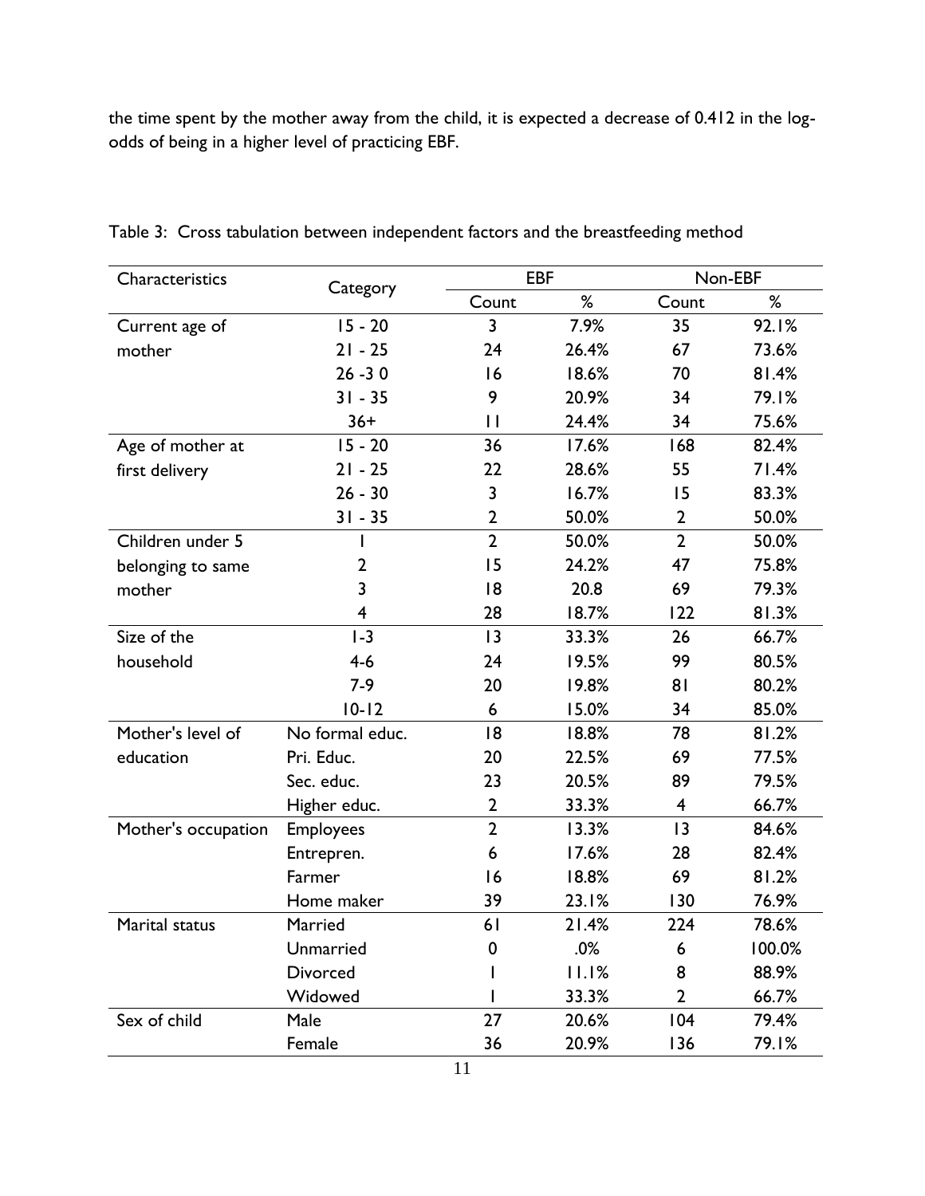the time spent by the mother away from the child, it is expected a decrease of 0.412 in the log-odds of being in a higher level of practicing EBF.

Table 3: Cross tabulation between independent factors and the breastfeeding method

| Characteristics | Category | EBF | | Non-EBF | |
|---|---|---|---|---|---|
| | | Count | % | Count | % |
| Current age of mother | 15 - 20 | 3 | 7.9% | 35 | 92.1% |
| | 21 - 25 | 24 | 26.4% | 67 | 73.6% |
| | 26 -3 0 | 16 | 18.6% | 70 | 81.4% |
| | 31 - 35 | 9 | 20.9% | 34 | 79.1% |
| | 36+ | 11 | 24.4% | 34 | 75.6% |
| Age of mother at first delivery | 15 - 20 | 36 | 17.6% | 168 | 82.4% |
| | 21 - 25 | 22 | 28.6% | 55 | 71.4% |
| | 26 - 30 | 3 | 16.7% | 15 | 83.3% |
| | 31 - 35 | 2 | 50.0% | 2 | 50.0% |
| Children under 5 belonging to same mother | 1 | 2 | 50.0% | 2 | 50.0% |
| | 2 | 15 | 24.2% | 47 | 75.8% |
| | 3 | 18 | 20.8 | 69 | 79.3% |
| | 4 | 28 | 18.7% | 122 | 81.3% |
| Size of the household | 1-3 | 13 | 33.3% | 26 | 66.7% |
| | 4-6 | 24 | 19.5% | 99 | 80.5% |
| | 7-9 | 20 | 19.8% | 81 | 80.2% |
| | 10-12 | 6 | 15.0% | 34 | 85.0% |
| Mother's level of education | No formal educ. | 18 | 18.8% | 78 | 81.2% |
| | Pri. Educ. | 20 | 22.5% | 69 | 77.5% |
| | Sec. educ. | 23 | 20.5% | 89 | 79.5% |
| | Higher educ. | 2 | 33.3% | 4 | 66.7% |
| Mother's occupation | Employees | 2 | 13.3% | 13 | 84.6% |
| | Entrepren. | 6 | 17.6% | 28 | 82.4% |
| | Farmer | 16 | 18.8% | 69 | 81.2% |
| | Home maker | 39 | 23.1% | 130 | 76.9% |
| Marital status | Married | 61 | 21.4% | 224 | 78.6% |
| | Unmarried | 0 | .0% | 6 | 100.0% |
| | Divorced | 1 | 11.1% | 8 | 88.9% |
| | Widowed | 1 | 33.3% | 2 | 66.7% |
| Sex of child | Male | 27 | 20.6% | 104 | 79.4% |
| | Female | 36 | 20.9% | 136 | 79.1% |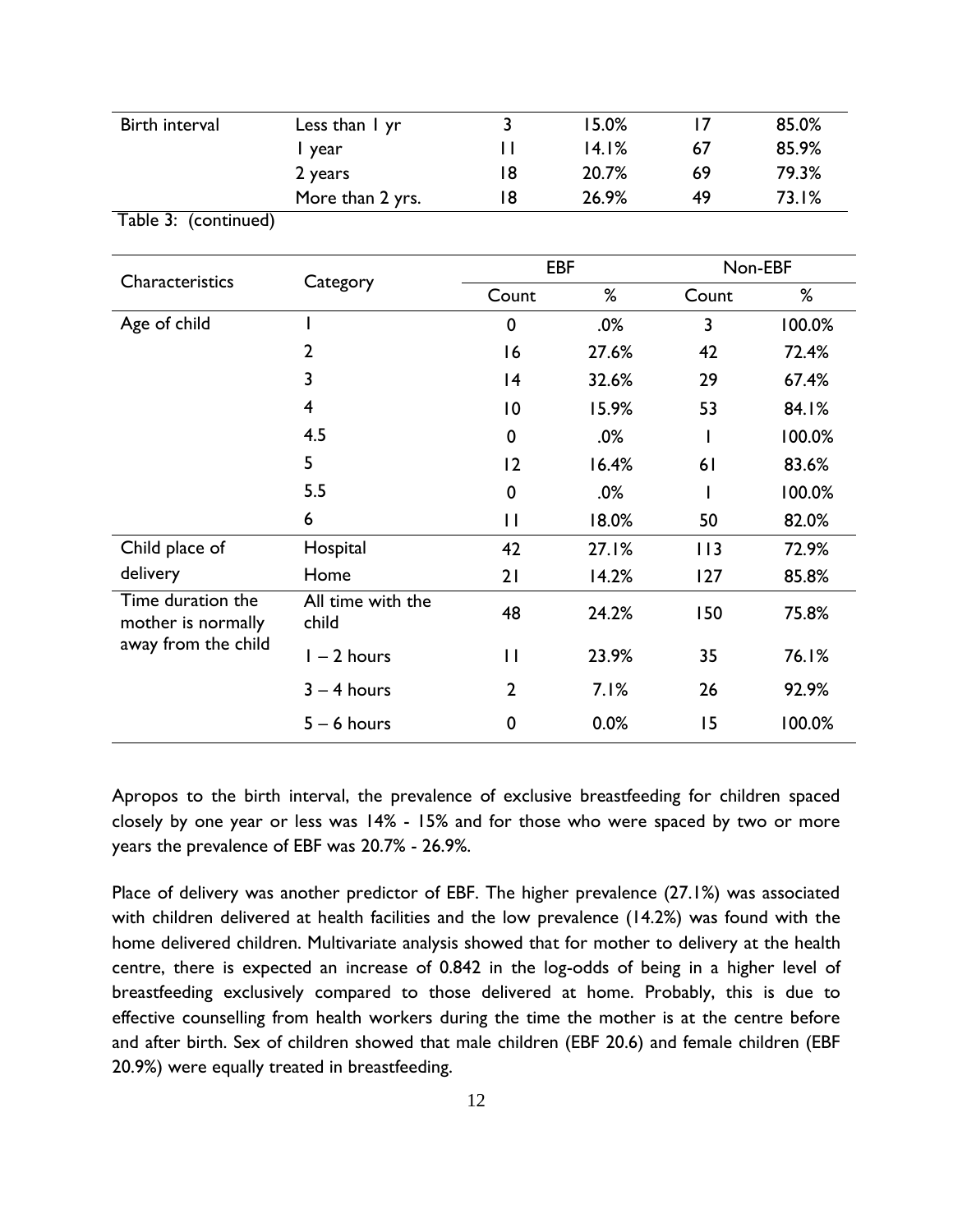| Birth interval | Less than 1 yr | 3 | 15.0% | 17 | 85.0% |
|---|---|---|---|---|---|
| | 1 year | 11 | 14.1% | 67 | 85.9% |
| | 2 years | 18 | 20.7% | 69 | 79.3% |
| | More than 2 yrs. | 18 | 26.9% | 49 | 73.1% |

Table 3: (continued)

| Characteristics | Category | EBF | | Non-EBF | |
|---|---|---|---|---|---|
| | | Count | % | Count | % |
| Age of child | 1 | 0 | .0% | 3 | 100.0% |
| | 2 | 16 | 27.6% | 42 | 72.4% |
| | 3 | 14 | 32.6% | 29 | 67.4% |
| | 4 | 10 | 15.9% | 53 | 84.1% |
| | 4.5 | 0 | .0% | 1 | 100.0% |
| | 5 | 12 | 16.4% | 61 | 83.6% |
| | 5.5 | 0 | .0% | 1 | 100.0% |
| | 6 | 11 | 18.0% | 50 | 82.0% |
| Child place of delivery | Hospital | 42 | 27.1% | 113 | 72.9% |
| | Home | 21 | 14.2% | 127 | 85.8% |
| Time duration the mother is normally away from the child | All time with the child | 48 | 24.2% | 150 | 75.8% |
| | 1 – 2 hours | 11 | 23.9% | 35 | 76.1% |
| | 3 – 4 hours | 2 | 7.1% | 26 | 92.9% |
| | 5 – 6 hours | 0 | 0.0% | 15 | 100.0% |

Apropos to the birth interval, the prevalence of exclusive breastfeeding for children spaced closely by one year or less was 14% - 15% and for those who were spaced by two or more years the prevalence of EBF was 20.7% - 26.9%.

Place of delivery was another predictor of EBF. The higher prevalence (27.1%) was associated with children delivered at health facilities and the low prevalence (14.2%) was found with the home delivered children. Multivariate analysis showed that for mother to delivery at the health centre, there is expected an increase of 0.842 in the log-odds of being in a higher level of breastfeeding exclusively compared to those delivered at home. Probably, this is due to effective counselling from health workers during the time the mother is at the centre before and after birth. Sex of children showed that male children (EBF 20.6) and female children (EBF 20.9%) were equally treated in breastfeeding.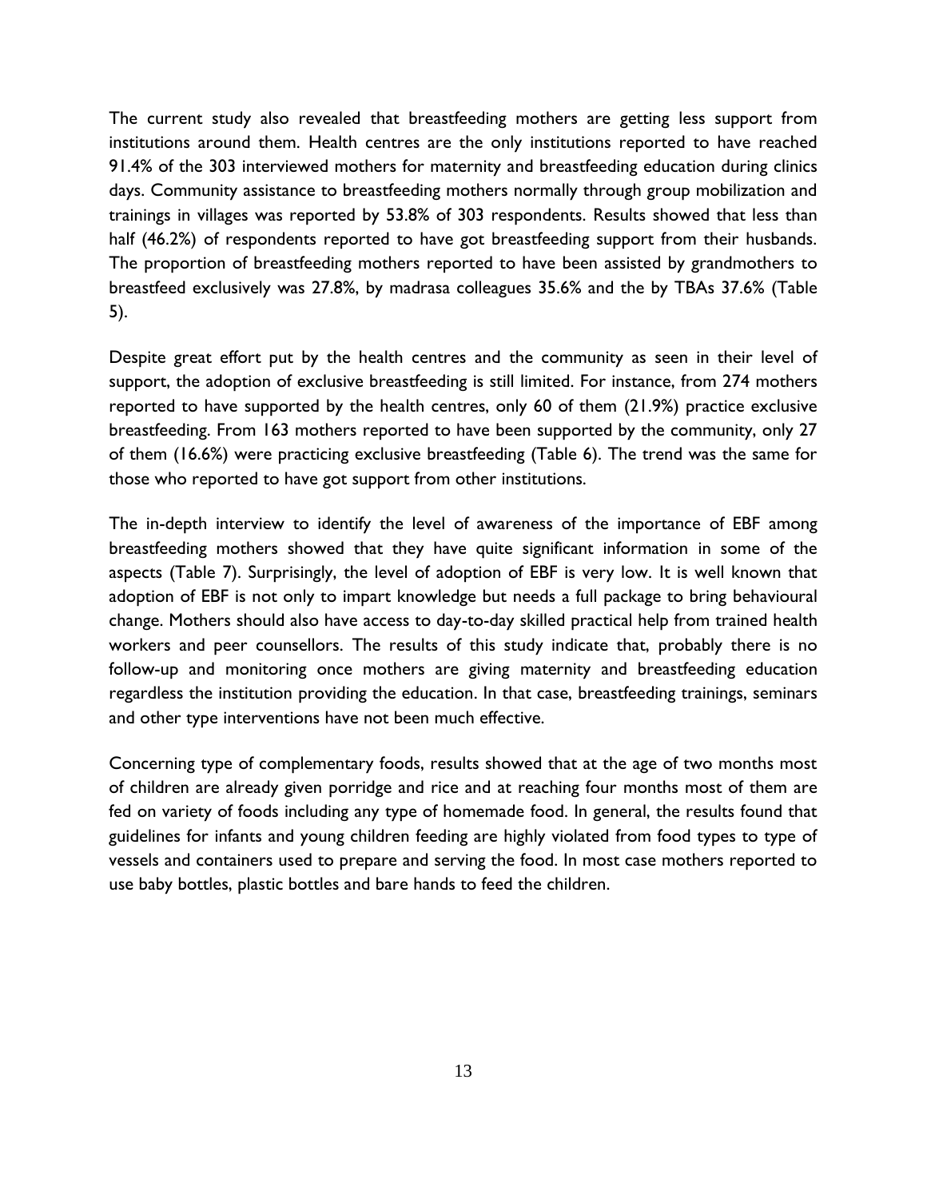The current study also revealed that breastfeeding mothers are getting less support from institutions around them. Health centres are the only institutions reported to have reached 91.4% of the 303 interviewed mothers for maternity and breastfeeding education during clinics days. Community assistance to breastfeeding mothers normally through group mobilization and trainings in villages was reported by 53.8% of 303 respondents. Results showed that less than half (46.2%) of respondents reported to have got breastfeeding support from their husbands. The proportion of breastfeeding mothers reported to have been assisted by grandmothers to breastfeed exclusively was 27.8%, by madrasa colleagues 35.6% and the by TBAs 37.6% (Table 5).

Despite great effort put by the health centres and the community as seen in their level of support, the adoption of exclusive breastfeeding is still limited. For instance, from 274 mothers reported to have supported by the health centres, only 60 of them (21.9%) practice exclusive breastfeeding. From 163 mothers reported to have been supported by the community, only 27 of them (16.6%) were practicing exclusive breastfeeding (Table 6). The trend was the same for those who reported to have got support from other institutions.

The in-depth interview to identify the level of awareness of the importance of EBF among breastfeeding mothers showed that they have quite significant information in some of the aspects (Table 7). Surprisingly, the level of adoption of EBF is very low. It is well known that adoption of EBF is not only to impart knowledge but needs a full package to bring behavioural change. Mothers should also have access to day-to-day skilled practical help from trained health workers and peer counsellors. The results of this study indicate that, probably there is no follow-up and monitoring once mothers are giving maternity and breastfeeding education regardless the institution providing the education. In that case, breastfeeding trainings, seminars and other type interventions have not been much effective.

Concerning type of complementary foods, results showed that at the age of two months most of children are already given porridge and rice and at reaching four months most of them are fed on variety of foods including any type of homemade food. In general, the results found that guidelines for infants and young children feeding are highly violated from food types to type of vessels and containers used to prepare and serving the food. In most case mothers reported to use baby bottles, plastic bottles and bare hands to feed the children.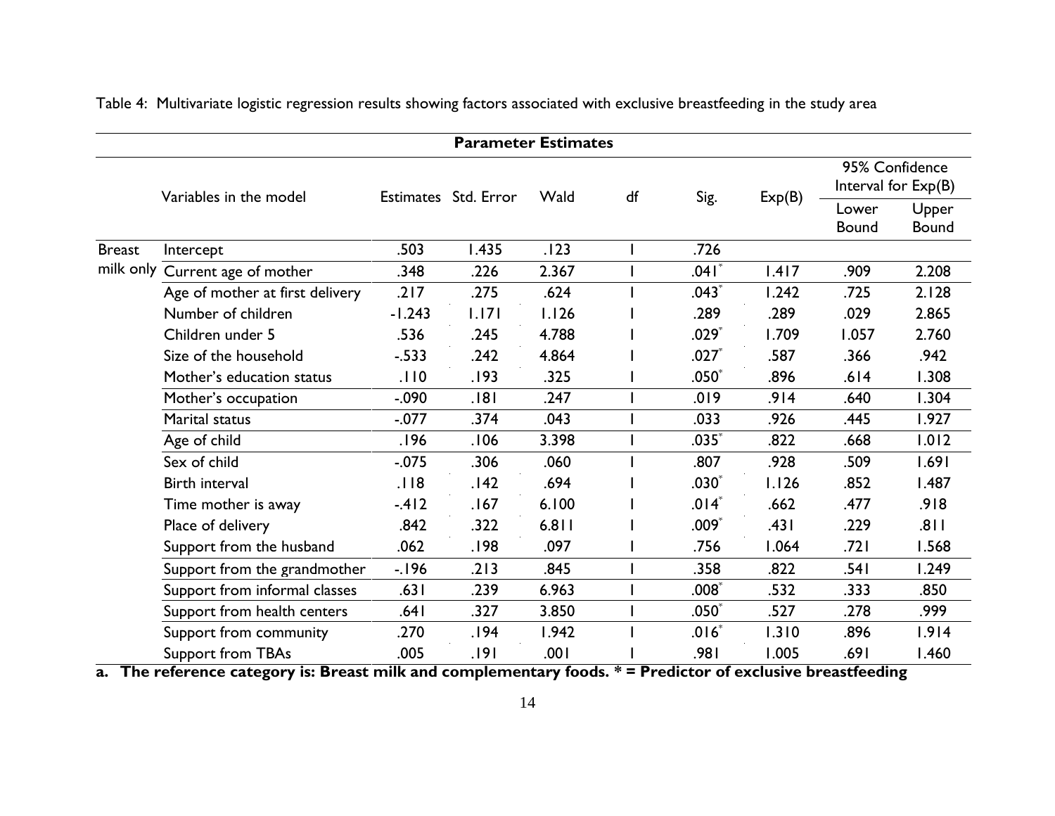Table 4: Multivariate logistic regression results showing factors associated with exclusive breastfeeding in the study area

| | Parameter Estimates | | | | | | | | |
|---|---|---|---|---|---|---|---|---|---|
| | Variables in the model | Estimates | Std. Error | Wald | df | Sig. | Exp(B) | 95% Confidence Interval for Exp(B) | |
| | | | | | | | | Lower Bound | Upper Bound |
| Breast milk only | Intercept | .503 | 1.435 | .123 | 1 | .726 | | | |
| | Current age of mother | .348 | .226 | 2.367 | 1 | .041* | 1.417 | .909 | 2.208 |
| | Age of mother at first delivery | .217 | .275 | .624 | 1 | .043* | 1.242 | .725 | 2.128 |
| | Number of children | -1.243 | 1.171 | 1.126 | 1 | .289 | .289 | .029 | 2.865 |
| | Children under 5 | .536 | .245 | 4.788 | 1 | .029* | 1.709 | 1.057 | 2.760 |
| | Size of the household | -.533 | .242 | 4.864 | 1 | .027* | .587 | .366 | .942 |
| | Mother's education status | .110 | .193 | .325 | 1 | .050* | .896 | .614 | 1.308 |
| | Mother's occupation | -.090 | .181 | .247 | 1 | .019 | .914 | .640 | 1.304 |
| | Marital status | -.077 | .374 | .043 | 1 | .033 | .926 | .445 | 1.927 |
| | Age of child | .196 | .106 | 3.398 | 1 | .035* | .822 | .668 | 1.012 |
| | Sex of child | -.075 | .306 | .060 | 1 | .807 | .928 | .509 | 1.691 |
| | Birth interval | .118 | .142 | .694 | 1 | .030* | 1.126 | .852 | 1.487 |
| | Time mother is away | -.412 | .167 | 6.100 | 1 | .014* | .662 | .477 | .918 |
| | Place of delivery | .842 | .322 | 6.811 | 1 | .009* | .431 | .229 | .811 |
| | Support from the husband | .062 | .198 | .097 | 1 | .756 | 1.064 | .721 | 1.568 |
| | Support from the grandmother | -.196 | .213 | .845 | 1 | .358 | .822 | .541 | 1.249 |
| | Support from informal classes | .631 | .239 | 6.963 | 1 | .008* | .532 | .333 | .850 |
| | Support from health centers | .641 | .327 | 3.850 | 1 | .050* | .527 | .278 | .999 |
| | Support from community | .270 | .194 | 1.942 | 1 | .016* | 1.310 | .896 | 1.914 |
| | Support from TBAs | .005 | .191 | .001 | 1 | .981 | 1.005 | .691 | 1.460 |

**a. The reference category is: Breast milk and complementary foods. * = Predictor of exclusive breastfeeding**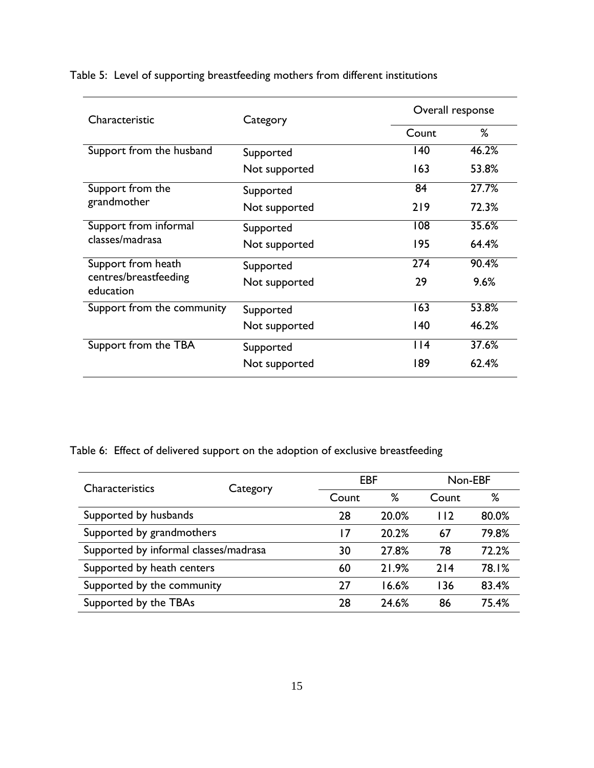Table 5: Level of supporting breastfeeding mothers from different institutions

| Characteristic | Category | Overall response | |
|---|---|---|---|
| | | Count | % |
| Support from the husband | Supported | 140 | 46.2% |
| | Not supported | 163 | 53.8% |
| Support from the grandmother | Supported | 84 | 27.7% |
| | Not supported | 219 | 72.3% |
| Support from informal classes/madrasa | Supported | 108 | 35.6% |
| | Not supported | 195 | 64.4% |
| Support from heath centres/breastfeeding education | Supported | 274 | 90.4% |
| | Not supported | 29 | 9.6% |
| Support from the community | Supported | 163 | 53.8% |
| | Not supported | 140 | 46.2% |
| Support from the TBA | Supported | 114 | 37.6% |
| | Not supported | 189 | 62.4% |

Table 6: Effect of delivered support on the adoption of exclusive breastfeeding

| Characteristics | Category | EBF | | Non-EBF | |
|---|---|---|---|---|---|
| | | Count | % | Count | % |
| Supported by husbands | | 28 | 20.0% | 112 | 80.0% |
| Supported by grandmothers | | 17 | 20.2% | 67 | 79.8% |
| Supported by informal classes/madrasa | | 30 | 27.8% | 78 | 72.2% |
| Supported by heath centers | | 60 | 21.9% | 214 | 78.1% |
| Supported by the community | | 27 | 16.6% | 136 | 83.4% |
| Supported by the TBAs | | 28 | 24.6% | 86 | 75.4% |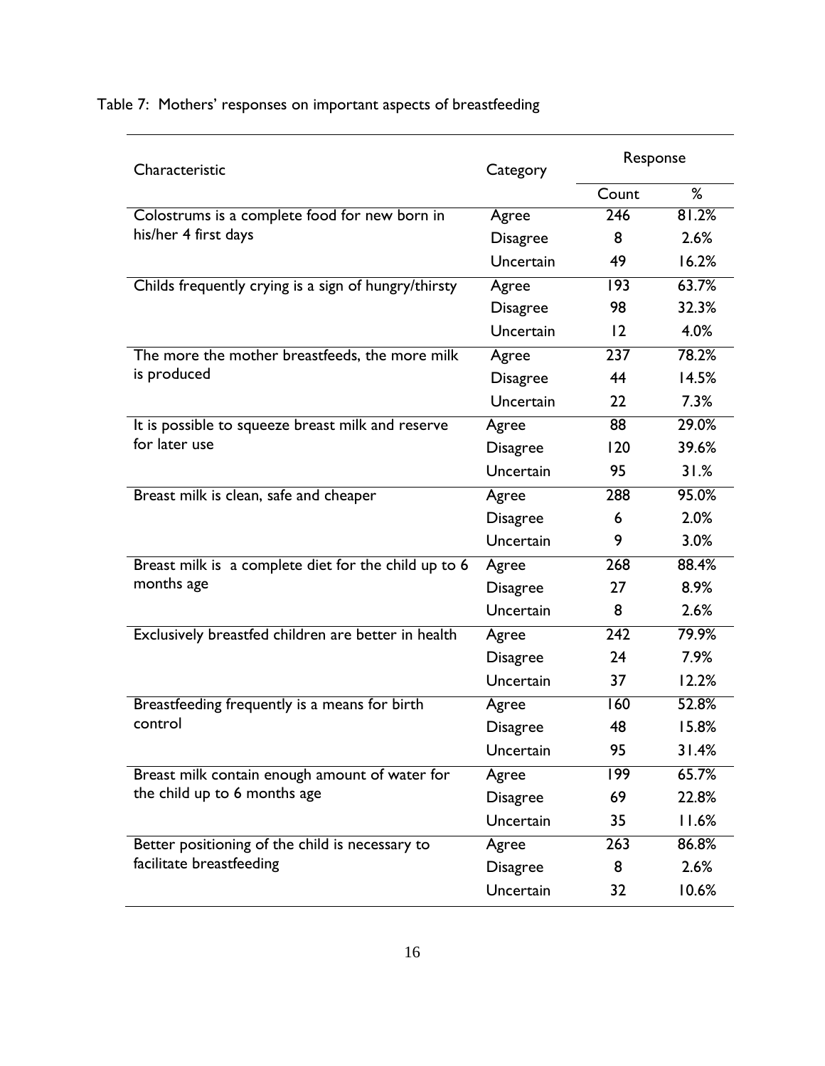Table 7: Mothers' responses on important aspects of breastfeeding

| Characteristic | Category | Response | |
|---|---|---|---|
| | | Count | % |
| Colostrums is a complete food for new born in his/her 4 first days | Agree | 246 | 81.2% |
| | Disagree | 8 | 2.6% |
| | Uncertain | 49 | 16.2% |
| Childs frequently crying is a sign of hungry/thirsty | Agree | 193 | 63.7% |
| | Disagree | 98 | 32.3% |
| | Uncertain | 12 | 4.0% |
| The more the mother breastfeeds, the more milk is produced | Agree | 237 | 78.2% |
| | Disagree | 44 | 14.5% |
| | Uncertain | 22 | 7.3% |
| It is possible to squeeze breast milk and reserve for later use | Agree | 88 | 29.0% |
| | Disagree | 120 | 39.6% |
| | Uncertain | 95 | 31.% |
| Breast milk is clean, safe and cheaper | Agree | 288 | 95.0% |
| | Disagree | 6 | 2.0% |
| | Uncertain | 9 | 3.0% |
| Breast milk is a complete diet for the child up to 6 months age | Agree | 268 | 88.4% |
| | Disagree | 27 | 8.9% |
| | Uncertain | 8 | 2.6% |
| Exclusively breastfed children are better in health | Agree | 242 | 79.9% |
| | Disagree | 24 | 7.9% |
| | Uncertain | 37 | 12.2% |
| Breastfeeding frequently is a means for birth control | Agree | 160 | 52.8% |
| | Disagree | 48 | 15.8% |
| | Uncertain | 95 | 31.4% |
| Breast milk contain enough amount of water for the child up to 6 months age | Agree | 199 | 65.7% |
| | Disagree | 69 | 22.8% |
| | Uncertain | 35 | 11.6% |
| Better positioning of the child is necessary to facilitate breastfeeding | Agree | 263 | 86.8% |
| | Disagree | 8 | 2.6% |
| | Uncertain | 32 | 10.6% |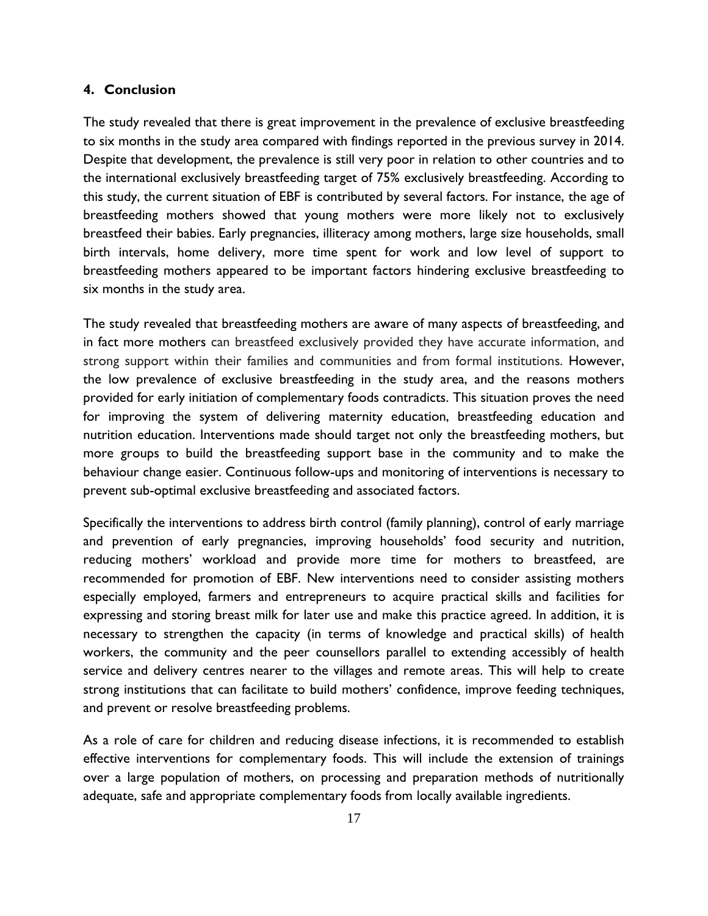## 4. Conclusion

The study revealed that there is great improvement in the prevalence of exclusive breastfeeding to six months in the study area compared with findings reported in the previous survey in 2014. Despite that development, the prevalence is still very poor in relation to other countries and to the international exclusively breastfeeding target of 75% exclusively breastfeeding. According to this study, the current situation of EBF is contributed by several factors. For instance, the age of breastfeeding mothers showed that young mothers were more likely not to exclusively breastfeed their babies. Early pregnancies, illiteracy among mothers, large size households, small birth intervals, home delivery, more time spent for work and low level of support to breastfeeding mothers appeared to be important factors hindering exclusive breastfeeding to six months in the study area.

The study revealed that breastfeeding mothers are aware of many aspects of breastfeeding, and in fact more mothers can breastfeed exclusively provided they have accurate information, and strong support within their families and communities and from formal institutions. However, the low prevalence of exclusive breastfeeding in the study area, and the reasons mothers provided for early initiation of complementary foods contradicts. This situation proves the need for improving the system of delivering maternity education, breastfeeding education and nutrition education. Interventions made should target not only the breastfeeding mothers, but more groups to build the breastfeeding support base in the community and to make the behaviour change easier. Continuous follow-ups and monitoring of interventions is necessary to prevent sub-optimal exclusive breastfeeding and associated factors.

Specifically the interventions to address birth control (family planning), control of early marriage and prevention of early pregnancies, improving households' food security and nutrition, reducing mothers' workload and provide more time for mothers to breastfeed, are recommended for promotion of EBF. New interventions need to consider assisting mothers especially employed, farmers and entrepreneurs to acquire practical skills and facilities for expressing and storing breast milk for later use and make this practice agreed. In addition, it is necessary to strengthen the capacity (in terms of knowledge and practical skills) of health workers, the community and the peer counsellors parallel to extending accessibly of health service and delivery centres nearer to the villages and remote areas. This will help to create strong institutions that can facilitate to build mothers' confidence, improve feeding techniques, and prevent or resolve breastfeeding problems.

As a role of care for children and reducing disease infections, it is recommended to establish effective interventions for complementary foods. This will include the extension of trainings over a large population of mothers, on processing and preparation methods of nutritionally adequate, safe and appropriate complementary foods from locally available ingredients.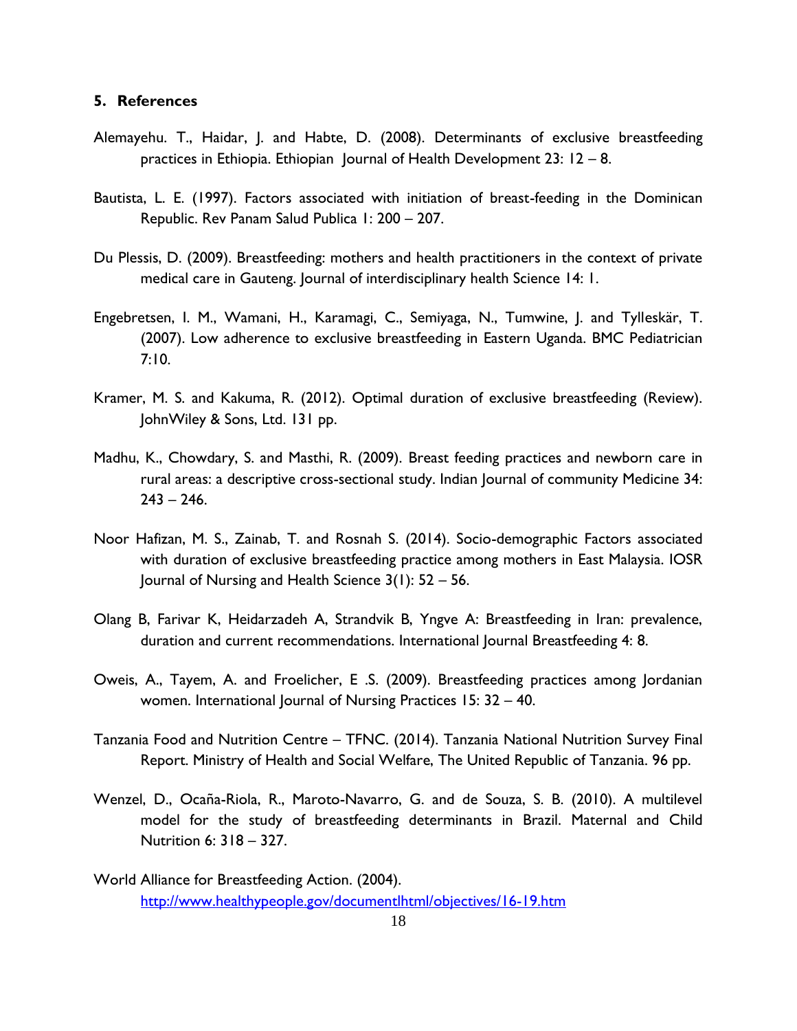## 5. References

Alemayehu. T., Haidar, J. and Habte, D. (2008). Determinants of exclusive breastfeeding practices in Ethiopia. Ethiopian Journal of Health Development 23: 12 – 8.

Bautista, L. E. (1997). Factors associated with initiation of breast-feeding in the Dominican Republic. Rev Panam Salud Publica 1: 200 – 207.

Du Plessis, D. (2009). Breastfeeding: mothers and health practitioners in the context of private medical care in Gauteng. Journal of interdisciplinary health Science 14: 1.

Engebretsen, I. M., Wamani, H., Karamagi, C., Semiyaga, N., Tumwine, J. and Tylleskär, T. (2007). Low adherence to exclusive breastfeeding in Eastern Uganda. BMC Pediatrician 7:10.

Kramer, M. S. and Kakuma, R. (2012). Optimal duration of exclusive breastfeeding (Review). JohnWiley & Sons, Ltd. 131 pp.

Madhu, K., Chowdary, S. and Masthi, R. (2009). Breast feeding practices and newborn care in rural areas: a descriptive cross-sectional study. Indian Journal of community Medicine 34: 243 – 246.

Noor Hafizan, M. S., Zainab, T. and Rosnah S. (2014). Socio-demographic Factors associated with duration of exclusive breastfeeding practice among mothers in East Malaysia. IOSR Journal of Nursing and Health Science 3(1): 52 – 56.

Olang B, Farivar K, Heidarzadeh A, Strandvik B, Yngve A: Breastfeeding in Iran: prevalence, duration and current recommendations. International Journal Breastfeeding 4: 8.

Oweis, A., Tayem, A. and Froelicher, E .S. (2009). Breastfeeding practices among Jordanian women. International Journal of Nursing Practices 15: 32 – 40.

Tanzania Food and Nutrition Centre – TFNC. (2014). Tanzania National Nutrition Survey Final Report. Ministry of Health and Social Welfare, The United Republic of Tanzania. 96 pp.

Wenzel, D., Ocaña-Riola, R., Maroto-Navarro, G. and de Souza, S. B. (2010). A multilevel model for the study of breastfeeding determinants in Brazil. Maternal and Child Nutrition 6: 318 – 327.

World Alliance for Breastfeeding Action. (2004). http://www.healthypeople.gov/documentlhtml/objectives/16-19.htm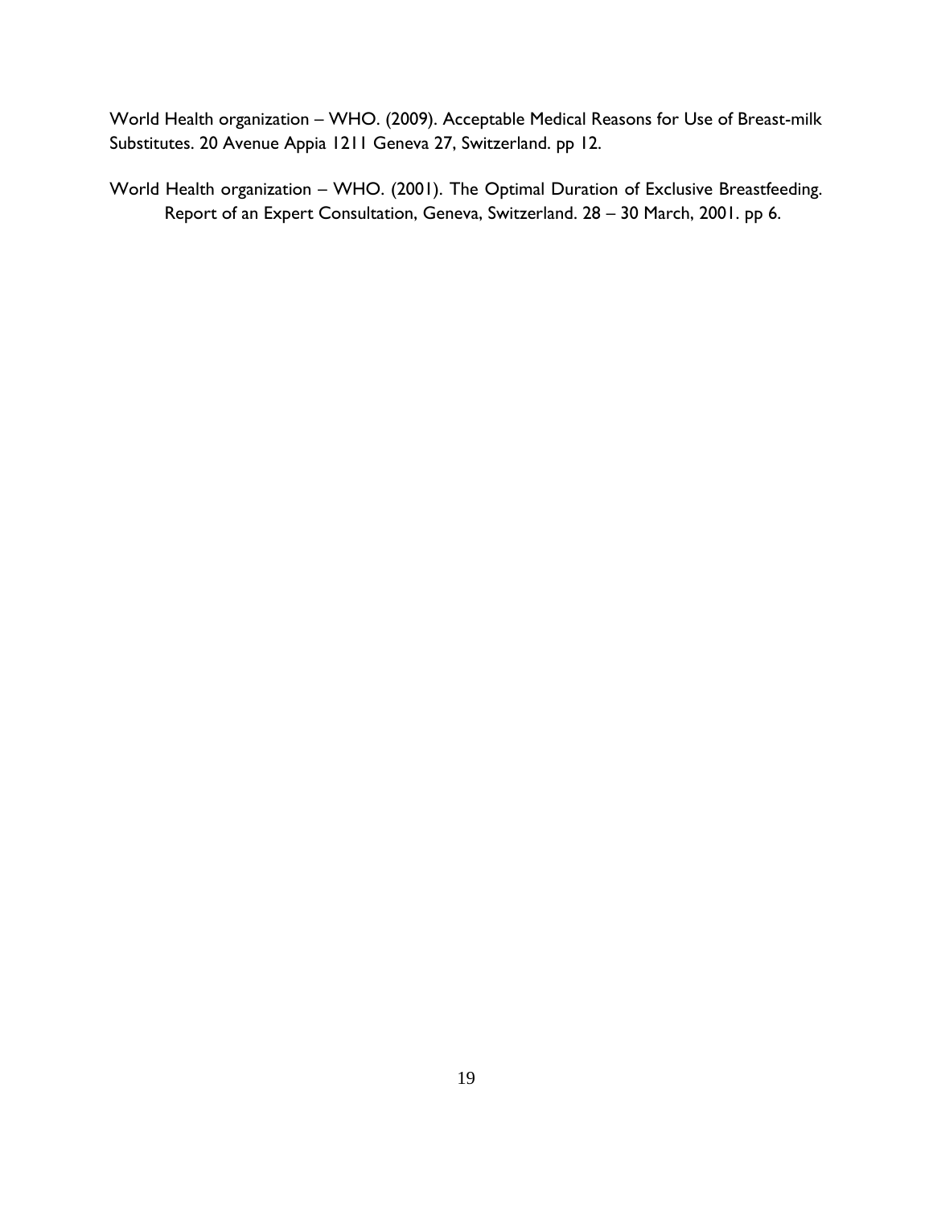World Health organization – WHO. (2009). Acceptable Medical Reasons for Use of Breast-milk Substitutes. 20 Avenue Appia 1211 Geneva 27, Switzerland. pp 12.

World Health organization – WHO. (2001). The Optimal Duration of Exclusive Breastfeeding. Report of an Expert Consultation, Geneva, Switzerland. 28 – 30 March, 2001. pp 6.